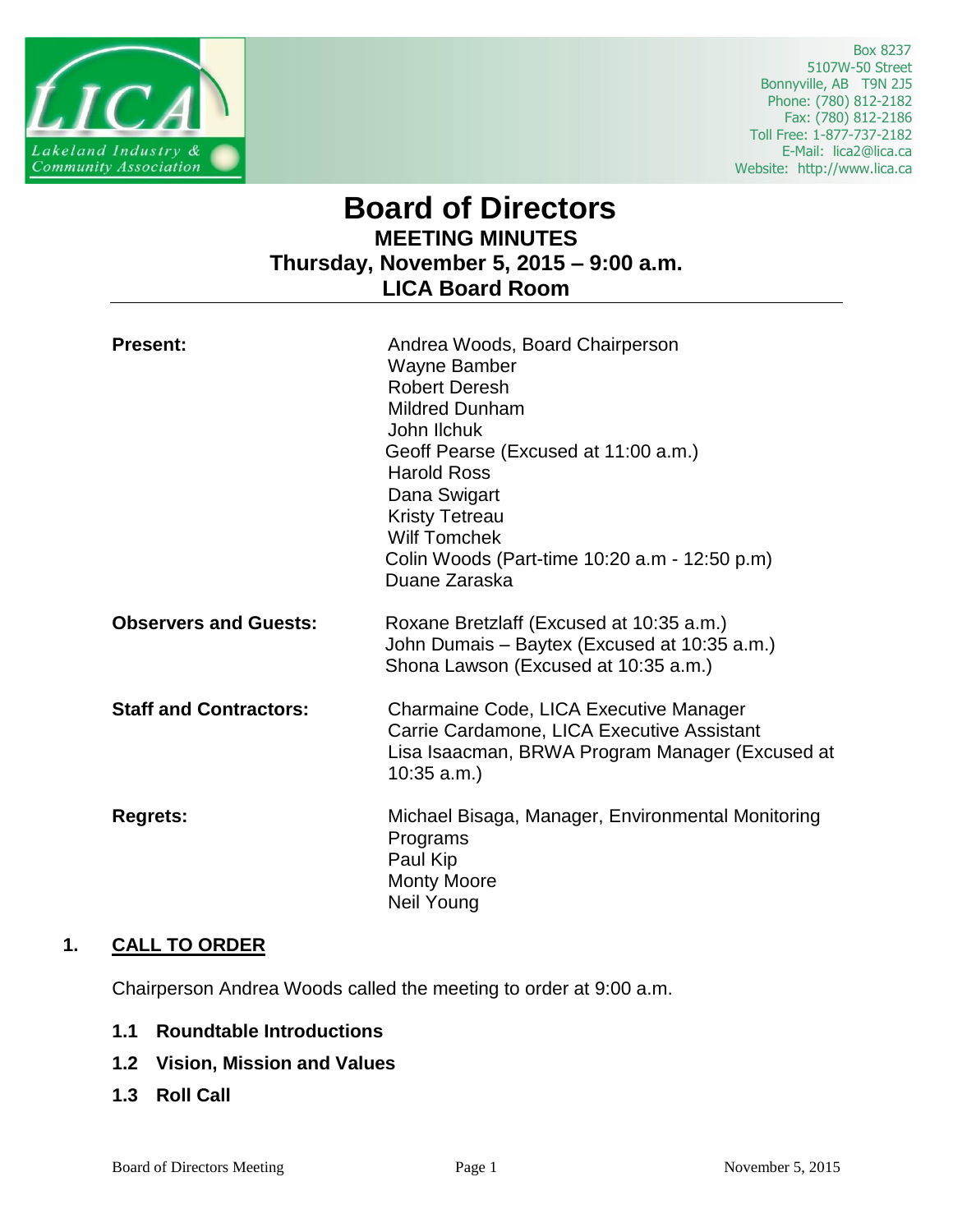Box 8237
5107W-50 Street
Bonnyville, AB T9N 2J5
Phone: (780) 812-2182
Fax: (780) 812-2186
Toll Free: 1-877-737-2182
E-Mail: lica2@lica.ca
Website: http://www.lica.ca

# Board of Directors

## MEETING MINUTES

## Thursday, November 5, 2015 – 9:00 a.m.

## LICA Board Room

---

**Present:**

Andrea Woods, Board Chairperson
Wayne Bamber
Robert Deresh
Mildred Dunham
John Ilchuk
Geoff Pearse (Excused at 11:00 a.m.)
Harold Ross
Dana Swigart
Kristy Tetreau
Wilf Tomchek
Colin Woods (Part-time 10:20 a.m - 12:50 p.m)
Duane Zaraska

**Observers and Guests:**

Roxane Bretzlaff (Excused at 10:35 a.m.)
John Dumais – Baytex (Excused at 10:35 a.m.)
Shona Lawson (Excused at 10:35 a.m.)

**Staff and Contractors:**

Charmaine Code, LICA Executive Manager
Carrie Cardamone, LICA Executive Assistant
Lisa Isaacman, BRWA Program Manager (Excused at 10:35 a.m.)

**Regrets:**

Michael Bisaga, Manager, Environmental Monitoring Programs
Paul Kip
Monty Moore
Neil Young

## 1. CALL TO ORDER

Chairperson Andrea Woods called the meeting to order at 9:00 a.m.

### 1.1 Roundtable Introductions

### 1.2 Vision, Mission and Values

### 1.3 Roll Call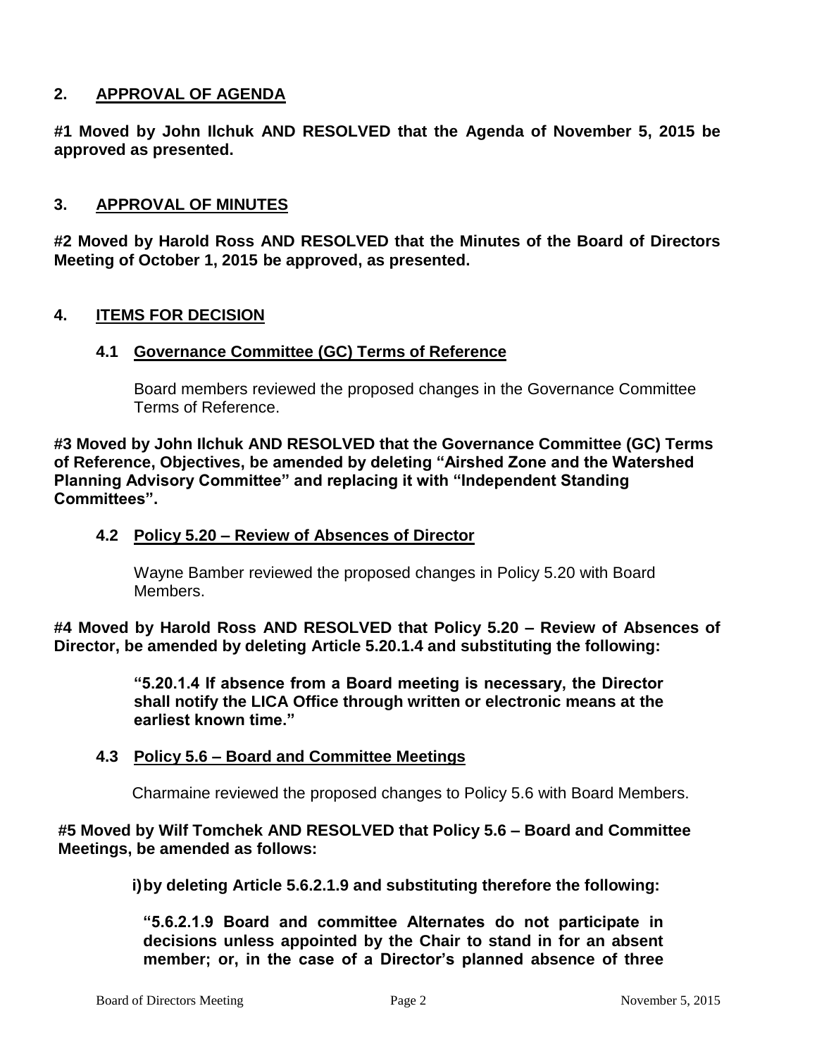## 2. APPROVAL OF AGENDA

**#1 Moved by John Ilchuk AND RESOLVED that the Agenda of November 5, 2015 be approved as presented.**

## 3. APPROVAL OF MINUTES

**#2 Moved by Harold Ross AND RESOLVED that the Minutes of the Board of Directors Meeting of October 1, 2015 be approved, as presented.**

## 4. ITEMS FOR DECISION

### 4.1 Governance Committee (GC) Terms of Reference

Board members reviewed the proposed changes in the Governance Committee Terms of Reference.

**#3 Moved by John Ilchuk AND RESOLVED that the Governance Committee (GC) Terms of Reference, Objectives, be amended by deleting "Airshed Zone and the Watershed Planning Advisory Committee" and replacing it with "Independent Standing Committees".**

### 4.2 Policy 5.20 – Review of Absences of Director

Wayne Bamber reviewed the proposed changes in Policy 5.20 with Board Members.

**#4 Moved by Harold Ross AND RESOLVED that Policy 5.20 – Review of Absences of Director, be amended by deleting Article 5.20.1.4 and substituting the following:**

> **"5.20.1.4 If absence from a Board meeting is necessary, the Director shall notify the LICA Office through written or electronic means at the earliest known time."**

### 4.3 Policy 5.6 – Board and Committee Meetings

Charmaine reviewed the proposed changes to Policy 5.6 with Board Members.

**#5 Moved by Wilf Tomchek AND RESOLVED that Policy 5.6 – Board and Committee Meetings, be amended as follows:**

**i) by deleting Article 5.6.2.1.9 and substituting therefore the following:**

> **"5.6.2.1.9 Board and committee Alternates do not participate in decisions unless appointed by the Chair to stand in for an absent member; or, in the case of a Director's planned absence of three**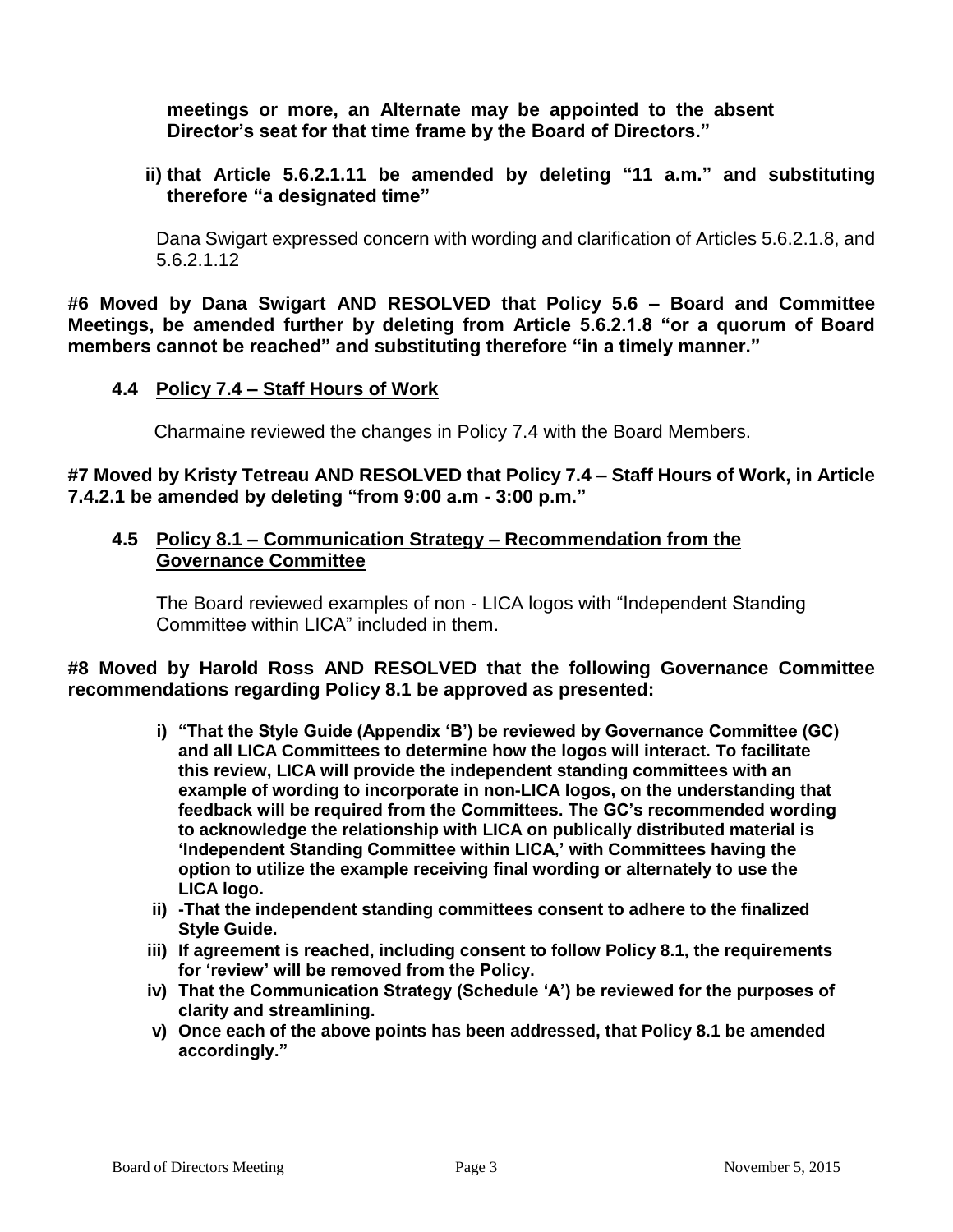**meetings or more, an Alternate may be appointed to the absent Director's seat for that time frame by the Board of Directors."**

**ii) that Article 5.6.2.1.11 be amended by deleting "11 a.m." and substituting therefore "a designated time"**

Dana Swigart expressed concern with wording and clarification of Articles 5.6.2.1.8, and 5.6.2.1.12

**#6 Moved by Dana Swigart AND RESOLVED that Policy 5.6 – Board and Committee Meetings, be amended further by deleting from Article 5.6.2.1.8 "or a quorum of Board members cannot be reached" and substituting therefore "in a timely manner."**

### 4.4 Policy 7.4 – Staff Hours of Work

Charmaine reviewed the changes in Policy 7.4 with the Board Members.

**#7 Moved by Kristy Tetreau AND RESOLVED that Policy 7.4 – Staff Hours of Work, in Article 7.4.2.1 be amended by deleting "from 9:00 a.m - 3:00 p.m."**

### 4.5 Policy 8.1 – Communication Strategy – Recommendation from the Governance Committee

The Board reviewed examples of non - LICA logos with "Independent Standing Committee within LICA" included in them.

**#8 Moved by Harold Ross AND RESOLVED that the following Governance Committee recommendations regarding Policy 8.1 be approved as presented:**

- **i) "That the Style Guide (Appendix 'B') be reviewed by Governance Committee (GC) and all LICA Committees to determine how the logos will interact. To facilitate this review, LICA will provide the independent standing committees with an example of wording to incorporate in non-LICA logos, on the understanding that feedback will be required from the Committees. The GC's recommended wording to acknowledge the relationship with LICA on publically distributed material is 'Independent Standing Committee within LICA,' with Committees having the option to utilize the example receiving final wording or alternately to use the LICA logo.**
- **ii) -That the independent standing committees consent to adhere to the finalized Style Guide.**
- **iii) If agreement is reached, including consent to follow Policy 8.1, the requirements for 'review' will be removed from the Policy.**
- **iv) That the Communication Strategy (Schedule 'A') be reviewed for the purposes of clarity and streamlining.**
- **v) Once each of the above points has been addressed, that Policy 8.1 be amended accordingly."**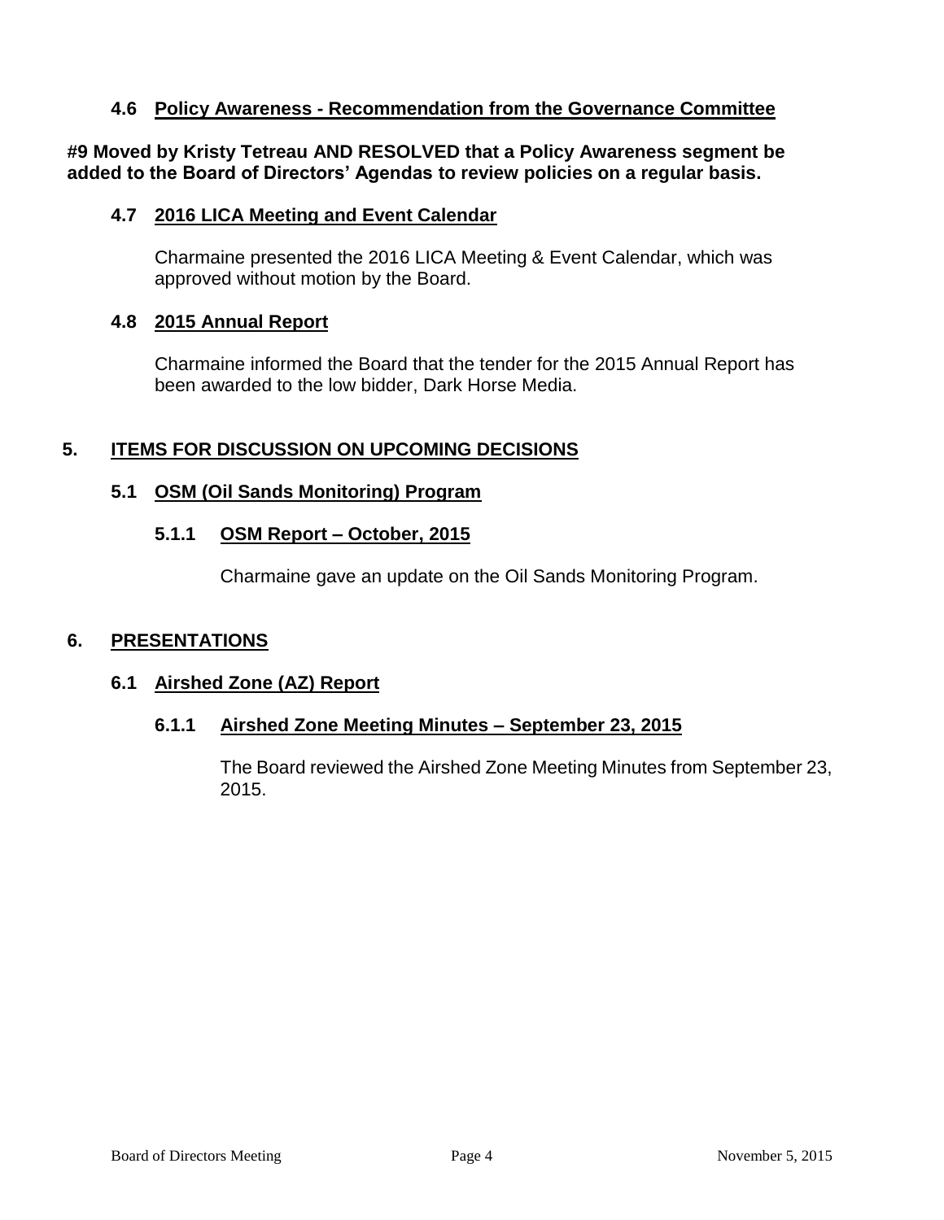### 4.6 Policy Awareness - Recommendation from the Governance Committee

**#9 Moved by Kristy Tetreau AND RESOLVED that a Policy Awareness segment be added to the Board of Directors' Agendas to review policies on a regular basis.**

### 4.7 2016 LICA Meeting and Event Calendar

Charmaine presented the 2016 LICA Meeting & Event Calendar, which was approved without motion by the Board.

### 4.8 2015 Annual Report

Charmaine informed the Board that the tender for the 2015 Annual Report has been awarded to the low bidder, Dark Horse Media.

## 5. ITEMS FOR DISCUSSION ON UPCOMING DECISIONS

### 5.1 OSM (Oil Sands Monitoring) Program

#### 5.1.1 OSM Report – October, 2015

Charmaine gave an update on the Oil Sands Monitoring Program.

## 6. PRESENTATIONS

### 6.1 Airshed Zone (AZ) Report

#### 6.1.1 Airshed Zone Meeting Minutes – September 23, 2015

The Board reviewed the Airshed Zone Meeting Minutes from September 23, 2015.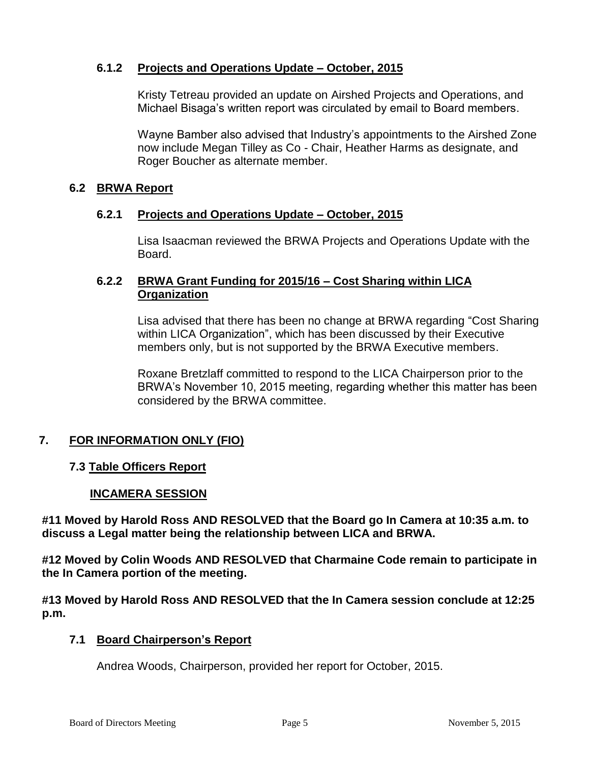### 6.1.2 Projects and Operations Update – October, 2015

Kristy Tetreau provided an update on Airshed Projects and Operations, and Michael Bisaga's written report was circulated by email to Board members.

Wayne Bamber also advised that Industry's appointments to the Airshed Zone now include Megan Tilley as Co - Chair, Heather Harms as designate, and Roger Boucher as alternate member.

## 6.2 BRWA Report

### 6.2.1 Projects and Operations Update – October, 2015

Lisa Isaacman reviewed the BRWA Projects and Operations Update with the Board.

### 6.2.2 BRWA Grant Funding for 2015/16 – Cost Sharing within LICA Organization

Lisa advised that there has been no change at BRWA regarding "Cost Sharing within LICA Organization", which has been discussed by their Executive members only, but is not supported by the BRWA Executive members.

Roxane Bretzlaff committed to respond to the LICA Chairperson prior to the BRWA's November 10, 2015 meeting, regarding whether this matter has been considered by the BRWA committee.

# 7. FOR INFORMATION ONLY (FIO)

## 7.3 Table Officers Report

### INCAMERA SESSION

**#11 Moved by Harold Ross AND RESOLVED that the Board go In Camera at 10:35 a.m. to discuss a Legal matter being the relationship between LICA and BRWA.**

**#12 Moved by Colin Woods AND RESOLVED that Charmaine Code remain to participate in the In Camera portion of the meeting.**

**#13 Moved by Harold Ross AND RESOLVED that the In Camera session conclude at 12:25 p.m.**

## 7.1 Board Chairperson's Report

Andrea Woods, Chairperson, provided her report for October, 2015.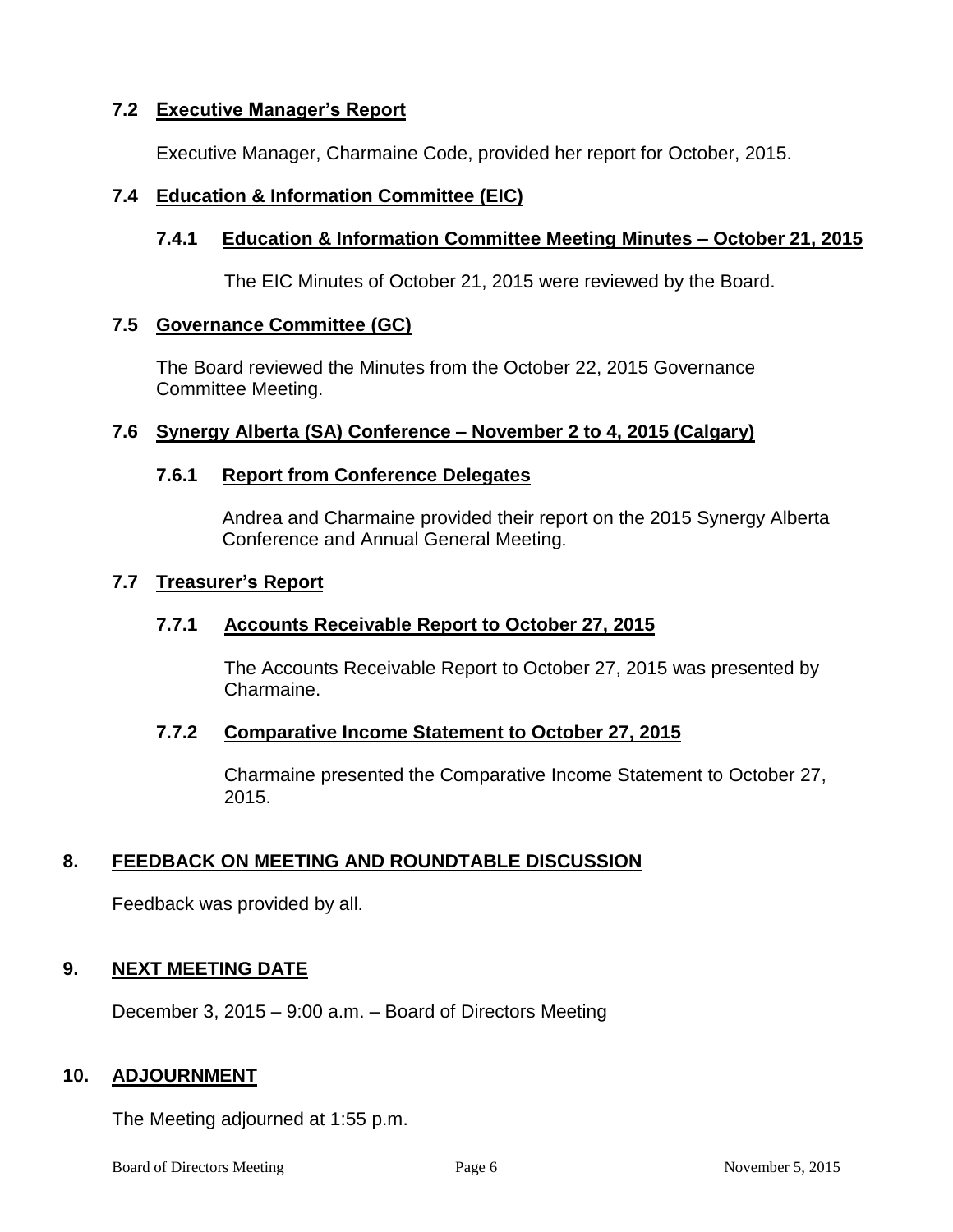### 7.2 Executive Manager's Report

Executive Manager, Charmaine Code, provided her report for October, 2015.

### 7.4 Education & Information Committee (EIC)

#### 7.4.1 Education & Information Committee Meeting Minutes – October 21, 2015

The EIC Minutes of October 21, 2015 were reviewed by the Board.

### 7.5 Governance Committee (GC)

The Board reviewed the Minutes from the October 22, 2015 Governance Committee Meeting.

### 7.6 Synergy Alberta (SA) Conference – November 2 to 4, 2015 (Calgary)

#### 7.6.1 Report from Conference Delegates

Andrea and Charmaine provided their report on the 2015 Synergy Alberta Conference and Annual General Meeting.

### 7.7 Treasurer's Report

#### 7.7.1 Accounts Receivable Report to October 27, 2015

The Accounts Receivable Report to October 27, 2015 was presented by Charmaine.

#### 7.7.2 Comparative Income Statement to October 27, 2015

Charmaine presented the Comparative Income Statement to October 27, 2015.

## 8. FEEDBACK ON MEETING AND ROUNDTABLE DISCUSSION

Feedback was provided by all.

## 9. NEXT MEETING DATE

December 3, 2015 – 9:00 a.m. – Board of Directors Meeting

## 10. ADJOURNMENT

The Meeting adjourned at 1:55 p.m.